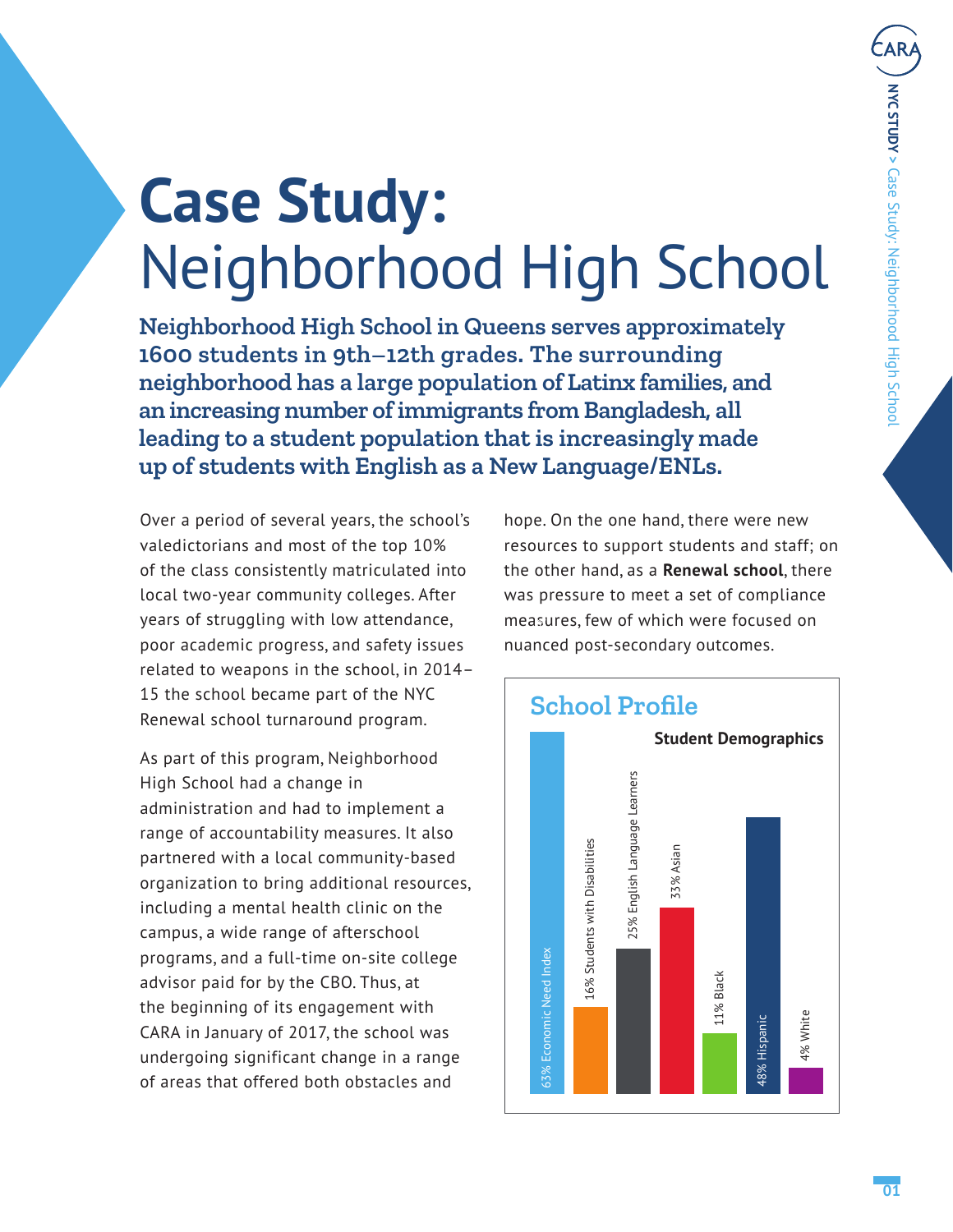# Case Study: Neighborhood High School

**Neighborhood High School in Queens serves approximately 1600 students in 9th–12th grades. The surrounding neighborhood has a large population of Latinx families, and an increasing number of immigrants from Bangladesh, all leading to a student population that is increasingly made up of students with English as a New Language/ENLs.**

Over a period of several years, the school's valedictorians and most of the top 10% of the class consistently matriculated into local two-year community colleges. After years of struggling with low attendance, poor academic progress, and safety issues related to weapons in the school, in 2014–15 the school became part of the NYC Renewal school turnaround program.

As part of this program, Neighborhood High School had a change in administration and had to implement a range of accountability measures. It also partnered with a local community-based organization to bring additional resources, including a mental health clinic on the campus, a wide range of afterschool programs, and a full-time on-site college advisor paid for by the CBO. Thus, at the beginning of its engagement with CARA in January of 2017, the school was undergoing significant change in a range of areas that offered both obstacles and hope. On the one hand, there were new resources to support students and staff; on the other hand, as a **Renewal school**, there was pressure to meet a set of compliance measures, few of which were focused on nuanced post-secondary outcomes.

## School Profile

**Student Demographics**

63% Economic Need Index

16% Students with Disabilities

25% English Language Learners

33% Asian

11% Black

48% Hispanic

4% White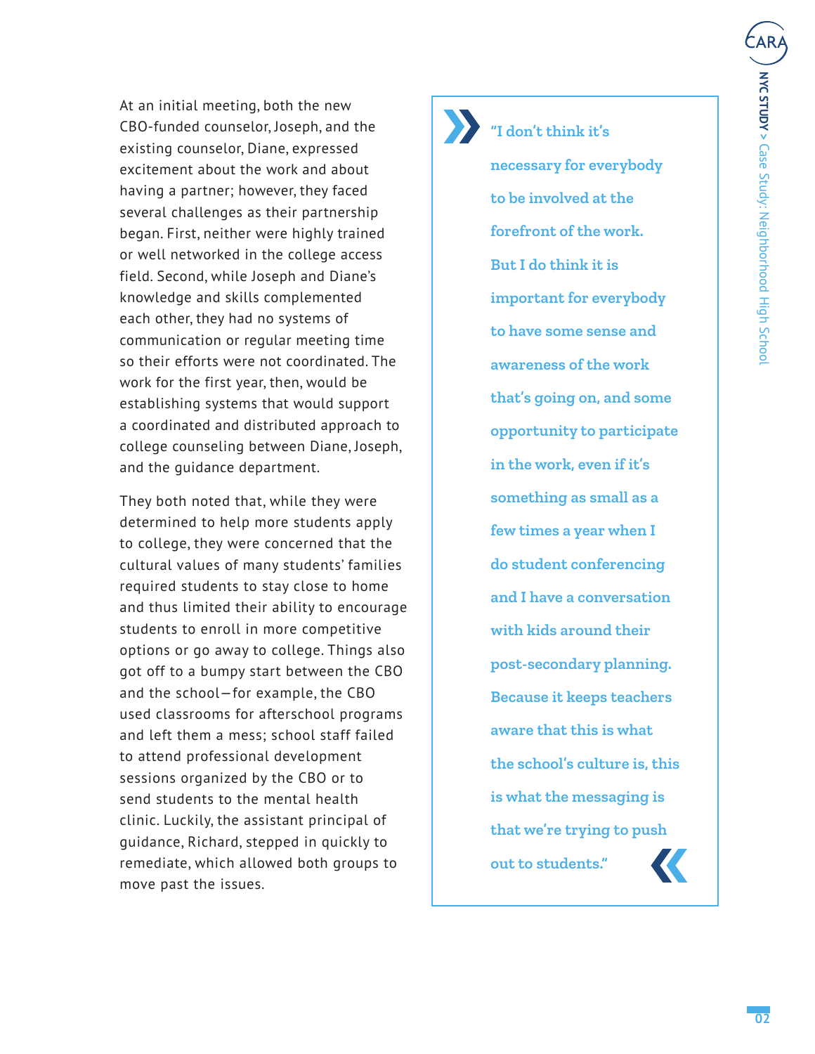At an initial meeting, both the new CBO-funded counselor, Joseph, and the existing counselor, Diane, expressed excitement about the work and about having a partner; however, they faced several challenges as their partnership began. First, neither were highly trained or well networked in the college access field. Second, while Joseph and Diane's knowledge and skills complemented each other, they had no systems of communication or regular meeting time so their efforts were not coordinated. The work for the first year, then, would be establishing systems that would support a coordinated and distributed approach to college counseling between Diane, Joseph, and the guidance department.

They both noted that, while they were determined to help more students apply to college, they were concerned that the cultural values of many students' families required students to stay close to home and thus limited their ability to encourage students to enroll in more competitive options or go away to college. Things also got off to a bumpy start between the CBO and the school—for example, the CBO used classrooms for afterschool programs and left them a mess; school staff failed to attend professional development sessions organized by the CBO or to send students to the mental health clinic. Luckily, the assistant principal of guidance, Richard, stepped in quickly to remediate, which allowed both groups to move past the issues.

> **"I don't think it's necessary for everybody to be involved at the forefront of the work. But I do think it is important for everybody to have some sense and awareness of the work that's going on, and some opportunity to participate in the work, even if it's something as small as a few times a year when I do student conferencing and I have a conversation with kids around their post-secondary planning. Because it keeps teachers aware that this is what the school's culture is, this is what the messaging is that we're trying to push out to students."**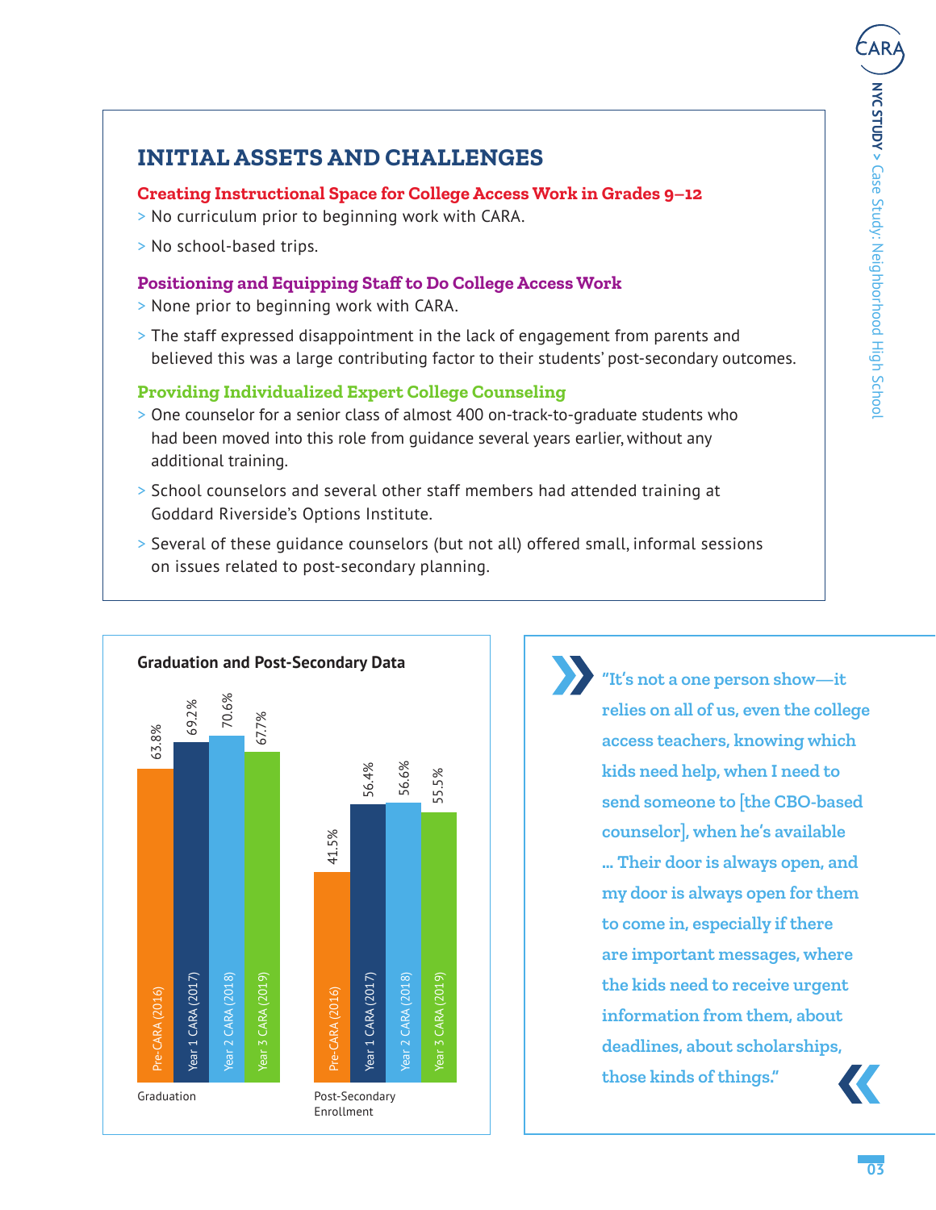## INITIAL ASSETS AND CHALLENGES

### Creating Instructional Space for College Access Work in Grades 9–12

> No curriculum prior to beginning work with CARA.

> No school-based trips.

### Positioning and Equipping Staff to Do College Access Work

> None prior to beginning work with CARA.

> The staff expressed disappointment in the lack of engagement from parents and believed this was a large contributing factor to their students' post-secondary outcomes.

### Providing Individualized Expert College Counseling

> One counselor for a senior class of almost 400 on-track-to-graduate students who had been moved into this role from guidance several years earlier, without any additional training.

> School counselors and several other staff members had attended training at Goddard Riverside's Options Institute.

> Several of these guidance counselors (but not all) offered small, informal sessions on issues related to post-secondary planning.

**Graduation and Post-Secondary Data**

Graduation

Pre-CARA (2016) 63.8%
Year 1 CARA (2017) 69.2%
Year 2 CARA (2018) 70.6%
Year 3 CARA (2019) 67.7%

Post-Secondary Enrollment

Pre-CARA (2016) 41.5%
Year 1 CARA (2017) 56.4%
Year 2 CARA (2018) 56.6%
Year 3 CARA (2019) 55.5%

**"It's not a one person show—it relies on all of us, even the college access teachers, knowing which kids need help, when I need to send someone to [the CBO-based counselor], when he's available ... Their door is always open, and my door is always open for them to come in, especially if there are important messages, where the kids need to receive urgent information from them, about deadlines, about scholarships, those kinds of things."**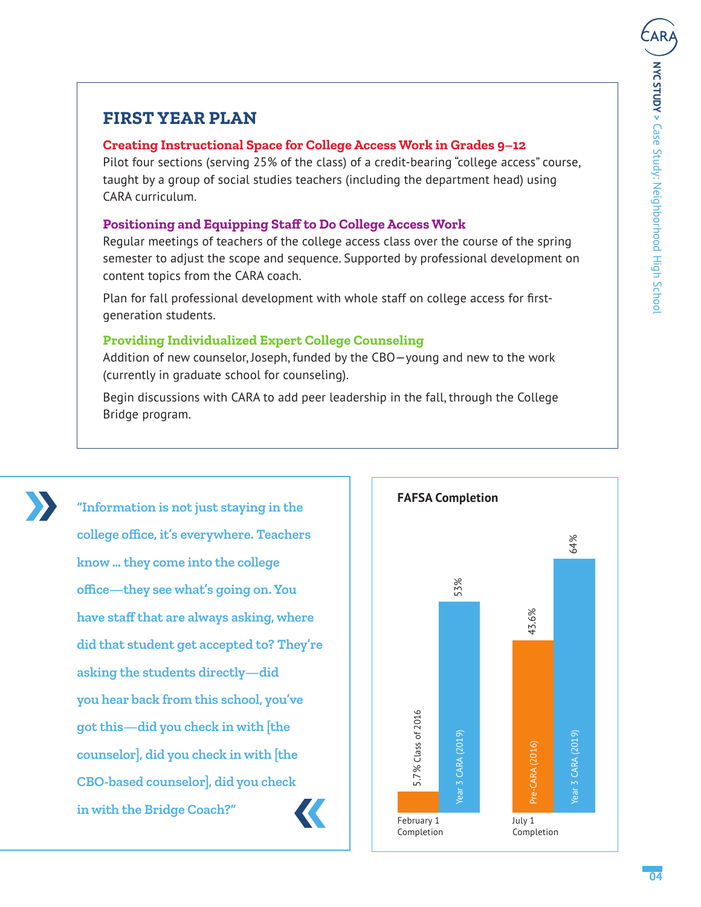## FIRST YEAR PLAN

**Creating Instructional Space for College Access Work in Grades 9–12**

Pilot four sections (serving 25% of the class) of a credit-bearing "college access" course, taught by a group of social studies teachers (including the department head) using CARA curriculum.

**Positioning and Equipping Staff to Do College Access Work**

Regular meetings of teachers of the college access class over the course of the spring semester to adjust the scope and sequence. Supported by professional development on content topics from the CARA coach.

Plan for fall professional development with whole staff on college access for first-generation students.

**Providing Individualized Expert College Counseling**

Addition of new counselor, Joseph, funded by the CBO—young and new to the work (currently in graduate school for counseling).

Begin discussions with CARA to add peer leadership in the fall, through the College Bridge program.

> **"Information is not just staying in the college office, it's everywhere. Teachers know … they come into the college office—they see what's going on. You have staff that are always asking, where did that student get accepted to? They're asking the students directly—did you hear back from this school, you've got this—did you check in with [the counselor], did you check in with [the CBO-based counselor], did you check in with the Bridge Coach?"**

**FAFSA Completion**

| | Class of 2016 / Pre-CARA (2016) | Year 3 CARA (2019) |
|---|---|---|
| February 1 Completion | 5.7% | 53% |
| July 1 Completion | 43.6% | 64% |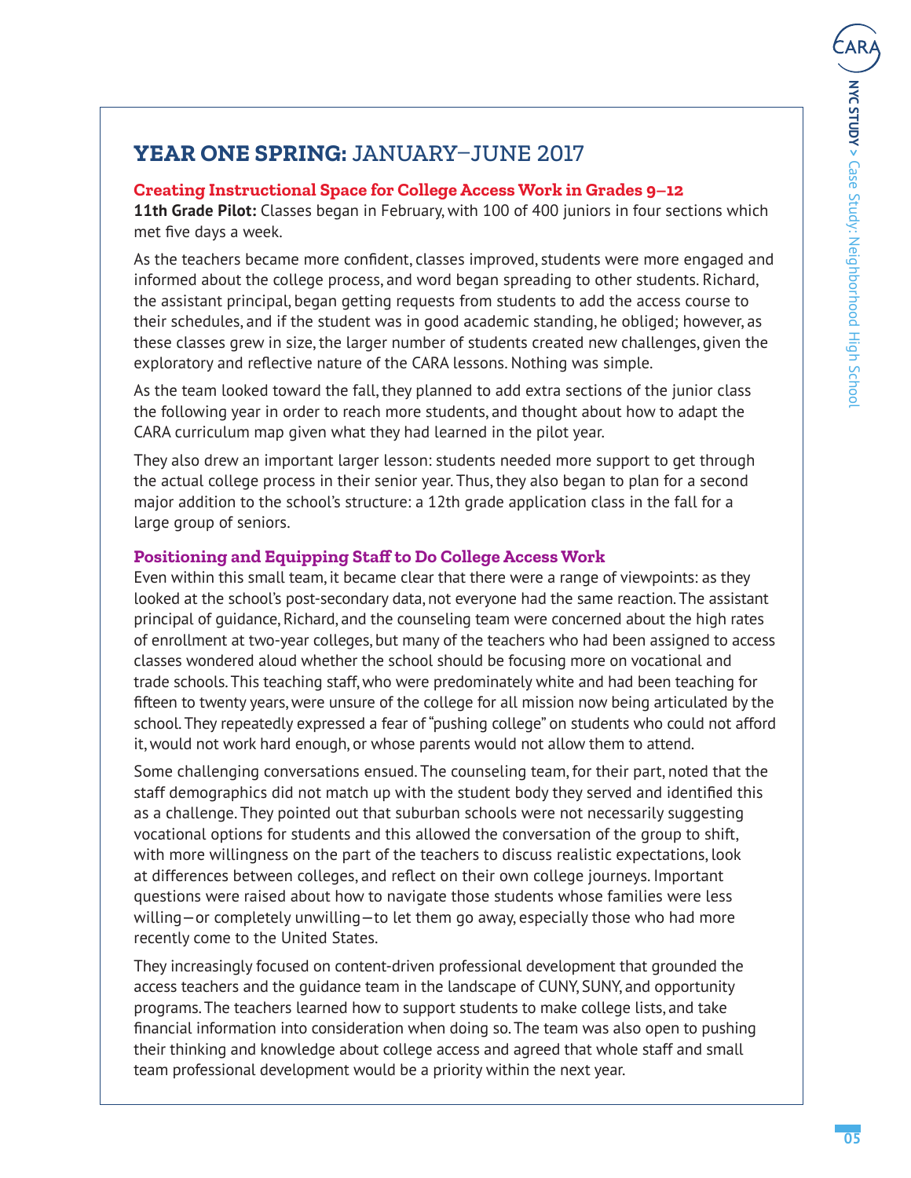## YEAR ONE SPRING: JANUARY–JUNE 2017

### Creating Instructional Space for College Access Work in Grades 9–12

**11th Grade Pilot:** Classes began in February, with 100 of 400 juniors in four sections which met five days a week.

As the teachers became more confident, classes improved, students were more engaged and informed about the college process, and word began spreading to other students. Richard, the assistant principal, began getting requests from students to add the access course to their schedules, and if the student was in good academic standing, he obliged; however, as these classes grew in size, the larger number of students created new challenges, given the exploratory and reflective nature of the CARA lessons. Nothing was simple.

As the team looked toward the fall, they planned to add extra sections of the junior class the following year in order to reach more students, and thought about how to adapt the CARA curriculum map given what they had learned in the pilot year.

They also drew an important larger lesson: students needed more support to get through the actual college process in their senior year. Thus, they also began to plan for a second major addition to the school's structure: a 12th grade application class in the fall for a large group of seniors.

### Positioning and Equipping Staff to Do College Access Work

Even within this small team, it became clear that there were a range of viewpoints: as they looked at the school's post-secondary data, not everyone had the same reaction. The assistant principal of guidance, Richard, and the counseling team were concerned about the high rates of enrollment at two-year colleges, but many of the teachers who had been assigned to access classes wondered aloud whether the school should be focusing more on vocational and trade schools. This teaching staff, who were predominately white and had been teaching for fifteen to twenty years, were unsure of the college for all mission now being articulated by the school. They repeatedly expressed a fear of "pushing college" on students who could not afford it, would not work hard enough, or whose parents would not allow them to attend.

Some challenging conversations ensued. The counseling team, for their part, noted that the staff demographics did not match up with the student body they served and identified this as a challenge. They pointed out that suburban schools were not necessarily suggesting vocational options for students and this allowed the conversation of the group to shift, with more willingness on the part of the teachers to discuss realistic expectations, look at differences between colleges, and reflect on their own college journeys. Important questions were raised about how to navigate those students whose families were less willing—or completely unwilling—to let them go away, especially those who had more recently come to the United States.

They increasingly focused on content-driven professional development that grounded the access teachers and the guidance team in the landscape of CUNY, SUNY, and opportunity programs. The teachers learned how to support students to make college lists, and take financial information into consideration when doing so. The team was also open to pushing their thinking and knowledge about college access and agreed that whole staff and small team professional development would be a priority within the next year.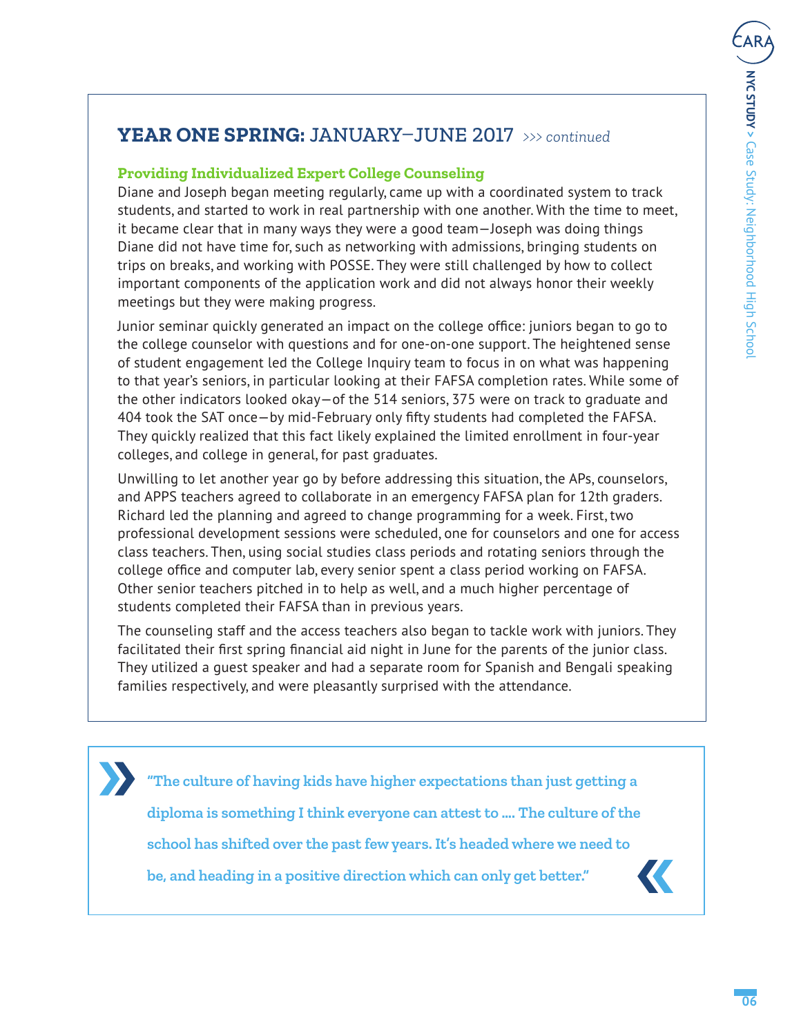## YEAR ONE SPRING: JANUARY–JUNE 2017 *>>> continued*

### Providing Individualized Expert College Counseling

Diane and Joseph began meeting regularly, came up with a coordinated system to track students, and started to work in real partnership with one another. With the time to meet, it became clear that in many ways they were a good team—Joseph was doing things Diane did not have time for, such as networking with admissions, bringing students on trips on breaks, and working with POSSE. They were still challenged by how to collect important components of the application work and did not always honor their weekly meetings but they were making progress.

Junior seminar quickly generated an impact on the college office: juniors began to go to the college counselor with questions and for one-on-one support. The heightened sense of student engagement led the College Inquiry team to focus in on what was happening to that year's seniors, in particular looking at their FAFSA completion rates. While some of the other indicators looked okay—of the 514 seniors, 375 were on track to graduate and 404 took the SAT once—by mid-February only fifty students had completed the FAFSA. They quickly realized that this fact likely explained the limited enrollment in four-year colleges, and college in general, for past graduates.

Unwilling to let another year go by before addressing this situation, the APs, counselors, and APPS teachers agreed to collaborate in an emergency FAFSA plan for 12th graders. Richard led the planning and agreed to change programming for a week. First, two professional development sessions were scheduled, one for counselors and one for access class teachers. Then, using social studies class periods and rotating seniors through the college office and computer lab, every senior spent a class period working on FAFSA. Other senior teachers pitched in to help as well, and a much higher percentage of students completed their FAFSA than in previous years.

The counseling staff and the access teachers also began to tackle work with juniors. They facilitated their first spring financial aid night in June for the parents of the junior class. They utilized a guest speaker and had a separate room for Spanish and Bengali speaking families respectively, and were pleasantly surprised with the attendance.

> **"The culture of having kids have higher expectations than just getting a diploma is something I think everyone can attest to .... The culture of the school has shifted over the past few years. It's headed where we need to be, and heading in a positive direction which can only get better."**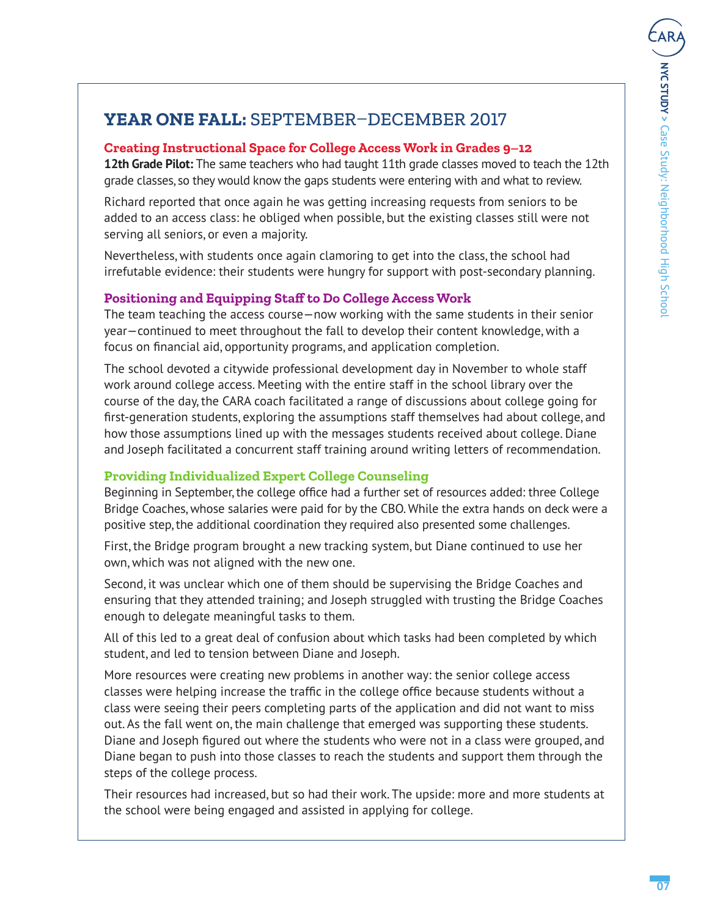## YEAR ONE FALL: SEPTEMBER–DECEMBER 2017

### Creating Instructional Space for College Access Work in Grades 9–12

**12th Grade Pilot:** The same teachers who had taught 11th grade classes moved to teach the 12th grade classes, so they would know the gaps students were entering with and what to review.

Richard reported that once again he was getting increasing requests from seniors to be added to an access class: he obliged when possible, but the existing classes still were not serving all seniors, or even a majority.

Nevertheless, with students once again clamoring to get into the class, the school had irrefutable evidence: their students were hungry for support with post-secondary planning.

### Positioning and Equipping Staff to Do College Access Work

The team teaching the access course—now working with the same students in their senior year—continued to meet throughout the fall to develop their content knowledge, with a focus on financial aid, opportunity programs, and application completion.

The school devoted a citywide professional development day in November to whole staff work around college access. Meeting with the entire staff in the school library over the course of the day, the CARA coach facilitated a range of discussions about college going for first-generation students, exploring the assumptions staff themselves had about college, and how those assumptions lined up with the messages students received about college. Diane and Joseph facilitated a concurrent staff training around writing letters of recommendation.

### Providing Individualized Expert College Counseling

Beginning in September, the college office had a further set of resources added: three College Bridge Coaches, whose salaries were paid for by the CBO. While the extra hands on deck were a positive step, the additional coordination they required also presented some challenges.

First, the Bridge program brought a new tracking system, but Diane continued to use her own, which was not aligned with the new one.

Second, it was unclear which one of them should be supervising the Bridge Coaches and ensuring that they attended training; and Joseph struggled with trusting the Bridge Coaches enough to delegate meaningful tasks to them.

All of this led to a great deal of confusion about which tasks had been completed by which student, and led to tension between Diane and Joseph.

More resources were creating new problems in another way: the senior college access classes were helping increase the traffic in the college office because students without a class were seeing their peers completing parts of the application and did not want to miss out. As the fall went on, the main challenge that emerged was supporting these students. Diane and Joseph figured out where the students who were not in a class were grouped, and Diane began to push into those classes to reach the students and support them through the steps of the college process.

Their resources had increased, but so had their work. The upside: more and more students at the school were being engaged and assisted in applying for college.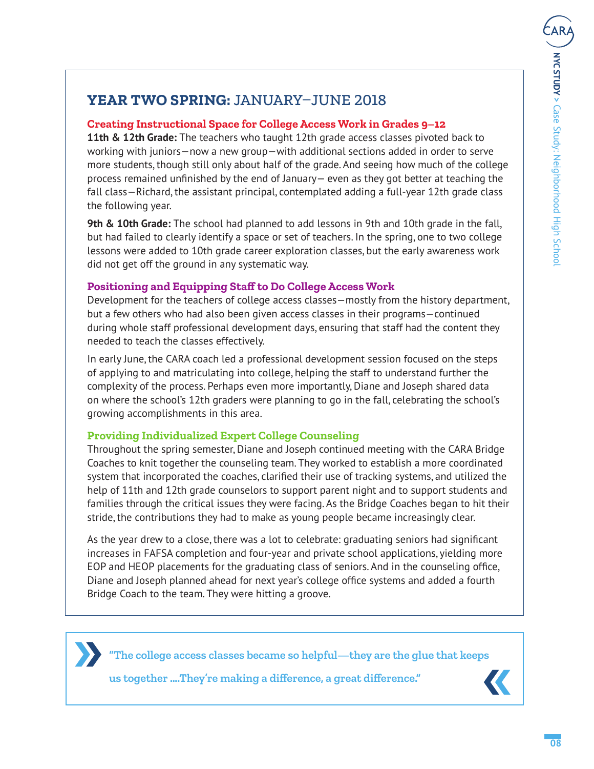## YEAR TWO SPRING: JANUARY–JUNE 2018

### Creating Instructional Space for College Access Work in Grades 9–12

**11th & 12th Grade:** The teachers who taught 12th grade access classes pivoted back to working with juniors—now a new group—with additional sections added in order to serve more students, though still only about half of the grade. And seeing how much of the college process remained unfinished by the end of January— even as they got better at teaching the fall class—Richard, the assistant principal, contemplated adding a full-year 12th grade class the following year.

**9th & 10th Grade:** The school had planned to add lessons in 9th and 10th grade in the fall, but had failed to clearly identify a space or set of teachers. In the spring, one to two college lessons were added to 10th grade career exploration classes, but the early awareness work did not get off the ground in any systematic way.

### Positioning and Equipping Staff to Do College Access Work

Development for the teachers of college access classes—mostly from the history department, but a few others who had also been given access classes in their programs—continued during whole staff professional development days, ensuring that staff had the content they needed to teach the classes effectively.

In early June, the CARA coach led a professional development session focused on the steps of applying to and matriculating into college, helping the staff to understand further the complexity of the process. Perhaps even more importantly, Diane and Joseph shared data on where the school's 12th graders were planning to go in the fall, celebrating the school's growing accomplishments in this area.

### Providing Individualized Expert College Counseling

Throughout the spring semester, Diane and Joseph continued meeting with the CARA Bridge Coaches to knit together the counseling team. They worked to establish a more coordinated system that incorporated the coaches, clarified their use of tracking systems, and utilized the help of 11th and 12th grade counselors to support parent night and to support students and families through the critical issues they were facing. As the Bridge Coaches began to hit their stride, the contributions they had to make as young people became increasingly clear.

As the year drew to a close, there was a lot to celebrate: graduating seniors had significant increases in FAFSA completion and four-year and private school applications, yielding more EOP and HEOP placements for the graduating class of seniors. And in the counseling office, Diane and Joseph planned ahead for next year's college office systems and added a fourth Bridge Coach to the team. They were hitting a groove.

> **"The college access classes became so helpful—they are the glue that keeps us together ....They're making a difference, a great difference."**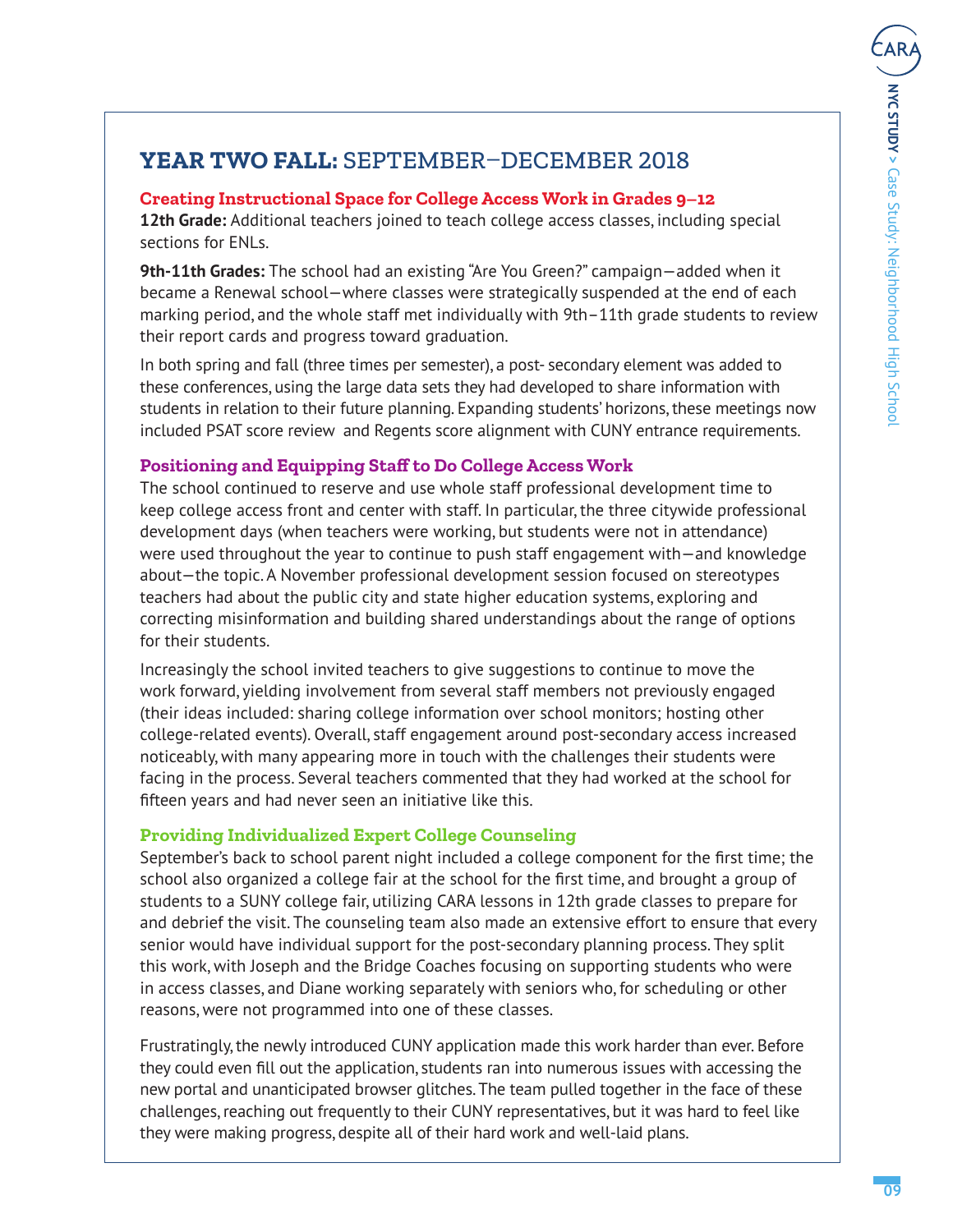## YEAR TWO FALL: SEPTEMBER–DECEMBER 2018

### Creating Instructional Space for College Access Work in Grades 9–12

**12th Grade:** Additional teachers joined to teach college access classes, including special sections for ENLs.

**9th-11th Grades:** The school had an existing "Are You Green?" campaign—added when it became a Renewal school—where classes were strategically suspended at the end of each marking period, and the whole staff met individually with 9th–11th grade students to review their report cards and progress toward graduation.

In both spring and fall (three times per semester), a post- secondary element was added to these conferences, using the large data sets they had developed to share information with students in relation to their future planning. Expanding students' horizons, these meetings now included PSAT score review and Regents score alignment with CUNY entrance requirements.

### Positioning and Equipping Staff to Do College Access Work

The school continued to reserve and use whole staff professional development time to keep college access front and center with staff. In particular, the three citywide professional development days (when teachers were working, but students were not in attendance) were used throughout the year to continue to push staff engagement with—and knowledge about—the topic. A November professional development session focused on stereotypes teachers had about the public city and state higher education systems, exploring and correcting misinformation and building shared understandings about the range of options for their students.

Increasingly the school invited teachers to give suggestions to continue to move the work forward, yielding involvement from several staff members not previously engaged (their ideas included: sharing college information over school monitors; hosting other college-related events). Overall, staff engagement around post-secondary access increased noticeably, with many appearing more in touch with the challenges their students were facing in the process. Several teachers commented that they had worked at the school for fifteen years and had never seen an initiative like this.

### Providing Individualized Expert College Counseling

September's back to school parent night included a college component for the first time; the school also organized a college fair at the school for the first time, and brought a group of students to a SUNY college fair, utilizing CARA lessons in 12th grade classes to prepare for and debrief the visit. The counseling team also made an extensive effort to ensure that every senior would have individual support for the post-secondary planning process. They split this work, with Joseph and the Bridge Coaches focusing on supporting students who were in access classes, and Diane working separately with seniors who, for scheduling or other reasons, were not programmed into one of these classes.

Frustratingly, the newly introduced CUNY application made this work harder than ever. Before they could even fill out the application, students ran into numerous issues with accessing the new portal and unanticipated browser glitches. The team pulled together in the face of these challenges, reaching out frequently to their CUNY representatives, but it was hard to feel like they were making progress, despite all of their hard work and well-laid plans.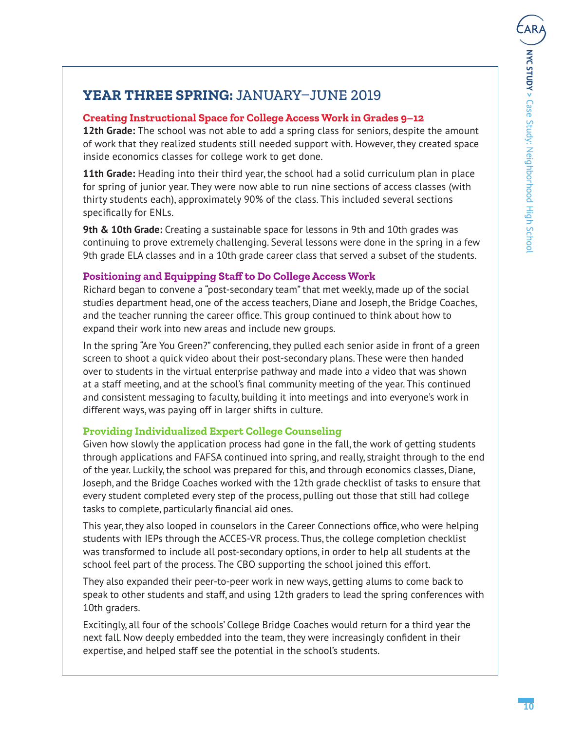## YEAR THREE SPRING: JANUARY–JUNE 2019

### Creating Instructional Space for College Access Work in Grades 9–12

**12th Grade:** The school was not able to add a spring class for seniors, despite the amount of work that they realized students still needed support with. However, they created space inside economics classes for college work to get done.

**11th Grade:** Heading into their third year, the school had a solid curriculum plan in place for spring of junior year. They were now able to run nine sections of access classes (with thirty students each), approximately 90% of the class. This included several sections specifically for ENLs.

**9th & 10th Grade:** Creating a sustainable space for lessons in 9th and 10th grades was continuing to prove extremely challenging. Several lessons were done in the spring in a few 9th grade ELA classes and in a 10th grade career class that served a subset of the students.

### Positioning and Equipping Staff to Do College Access Work

Richard began to convene a "post-secondary team" that met weekly, made up of the social studies department head, one of the access teachers, Diane and Joseph, the Bridge Coaches, and the teacher running the career office. This group continued to think about how to expand their work into new areas and include new groups.

In the spring "Are You Green?" conferencing, they pulled each senior aside in front of a green screen to shoot a quick video about their post-secondary plans. These were then handed over to students in the virtual enterprise pathway and made into a video that was shown at a staff meeting, and at the school's final community meeting of the year. This continued and consistent messaging to faculty, building it into meetings and into everyone's work in different ways, was paying off in larger shifts in culture.

### Providing Individualized Expert College Counseling

Given how slowly the application process had gone in the fall, the work of getting students through applications and FAFSA continued into spring, and really, straight through to the end of the year. Luckily, the school was prepared for this, and through economics classes, Diane, Joseph, and the Bridge Coaches worked with the 12th grade checklist of tasks to ensure that every student completed every step of the process, pulling out those that still had college tasks to complete, particularly financial aid ones.

This year, they also looped in counselors in the Career Connections office, who were helping students with IEPs through the ACCES-VR process. Thus, the college completion checklist was transformed to include all post-secondary options, in order to help all students at the school feel part of the process. The CBO supporting the school joined this effort.

They also expanded their peer-to-peer work in new ways, getting alums to come back to speak to other students and staff, and using 12th graders to lead the spring conferences with 10th graders.

Excitingly, all four of the schools' College Bridge Coaches would return for a third year the next fall. Now deeply embedded into the team, they were increasingly confident in their expertise, and helped staff see the potential in the school's students.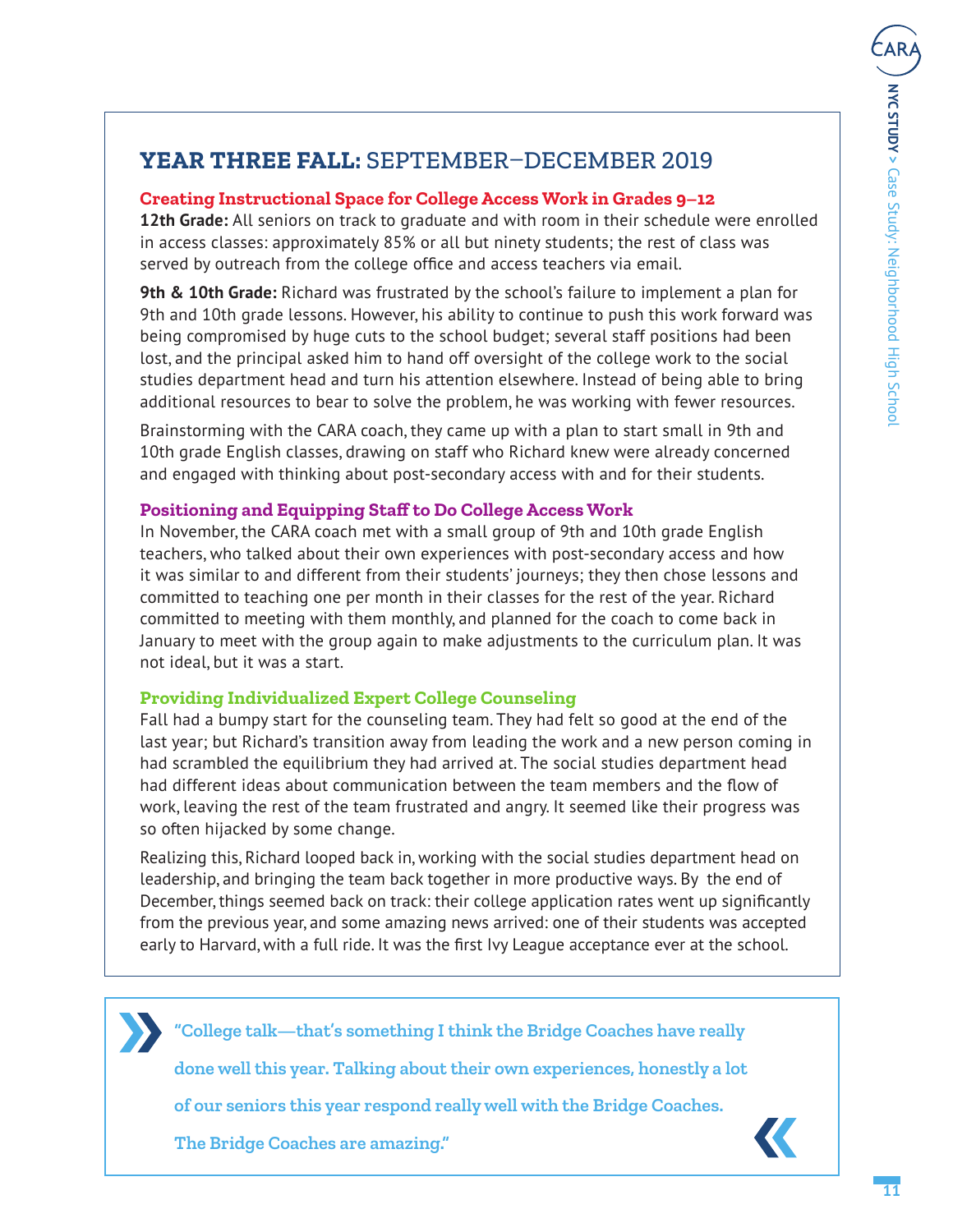## YEAR THREE FALL: SEPTEMBER–DECEMBER 2019

### Creating Instructional Space for College Access Work in Grades 9–12

**12th Grade:** All seniors on track to graduate and with room in their schedule were enrolled in access classes: approximately 85% or all but ninety students; the rest of class was served by outreach from the college office and access teachers via email.

**9th & 10th Grade:** Richard was frustrated by the school's failure to implement a plan for 9th and 10th grade lessons. However, his ability to continue to push this work forward was being compromised by huge cuts to the school budget; several staff positions had been lost, and the principal asked him to hand off oversight of the college work to the social studies department head and turn his attention elsewhere. Instead of being able to bring additional resources to bear to solve the problem, he was working with fewer resources.

Brainstorming with the CARA coach, they came up with a plan to start small in 9th and 10th grade English classes, drawing on staff who Richard knew were already concerned and engaged with thinking about post-secondary access with and for their students.

### Positioning and Equipping Staff to Do College Access Work

In November, the CARA coach met with a small group of 9th and 10th grade English teachers, who talked about their own experiences with post-secondary access and how it was similar to and different from their students' journeys; they then chose lessons and committed to teaching one per month in their classes for the rest of the year. Richard committed to meeting with them monthly, and planned for the coach to come back in January to meet with the group again to make adjustments to the curriculum plan. It was not ideal, but it was a start.

### Providing Individualized Expert College Counseling

Fall had a bumpy start for the counseling team. They had felt so good at the end of the last year; but Richard's transition away from leading the work and a new person coming in had scrambled the equilibrium they had arrived at. The social studies department head had different ideas about communication between the team members and the flow of work, leaving the rest of the team frustrated and angry. It seemed like their progress was so often hijacked by some change.

Realizing this, Richard looped back in, working with the social studies department head on leadership, and bringing the team back together in more productive ways. By the end of December, things seemed back on track: their college application rates went up significantly from the previous year, and some amazing news arrived: one of their students was accepted early to Harvard, with a full ride. It was the first Ivy League acceptance ever at the school.

> **"College talk—that's something I think the Bridge Coaches have really done well this year. Talking about their own experiences, honestly a lot of our seniors this year respond really well with the Bridge Coaches. The Bridge Coaches are amazing."**